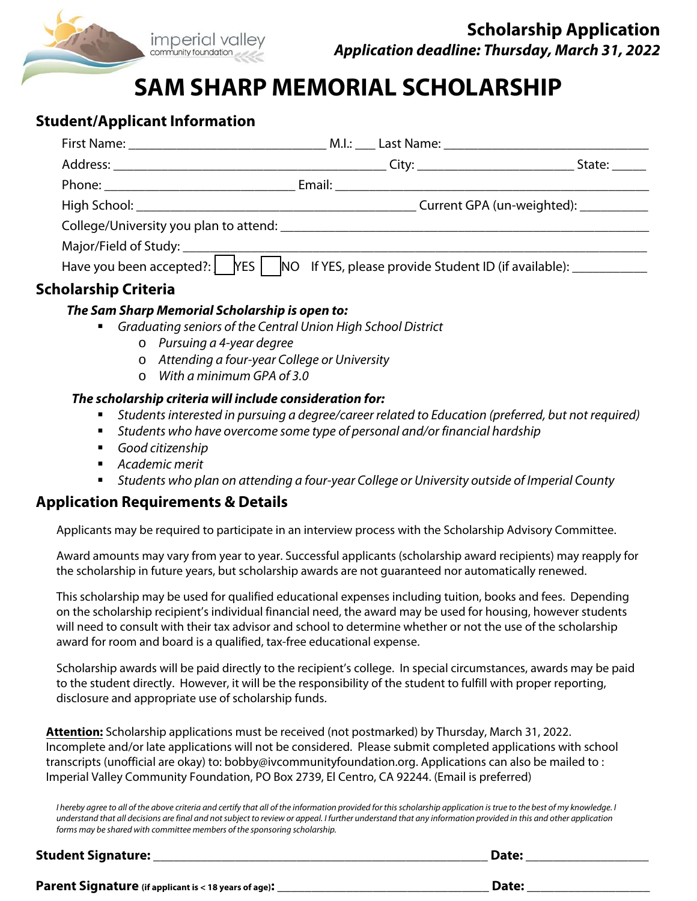imperial valley community foundation

**Scholarship Application**

***Application deadline: Thursday, March 31, 2022***

# SAM SHARP MEMORIAL SCHOLARSHIP

## Student/Applicant Information

First Name: ____________________________ M.I.: ___ Last Name: ______________________________

Address: _______________________________________ City: ______________________ State: _____

Phone: ____________________________ Email: ___________________________________________

High School: ________________________________________ Current GPA (un-weighted): __________

College/University you plan to attend: _____________________________________________________

Major/Field of Study: ___________________________________________________________________

Have you been accepted?: ☐ YES ☐ NO If YES, please provide Student ID (if available): ___________

## Scholarship Criteria

***The Sam Sharp Memorial Scholarship is open to:***

- *Graduating seniors of the Central Union High School District*
  - *Pursuing a 4-year degree*
  - *Attending a four-year College or University*
  - *With a minimum GPA of 3.0*

***The scholarship criteria will include consideration for:***

- *Students interested in pursuing a degree/career related to Education (preferred, but not required)*
- *Students who have overcome some type of personal and/or financial hardship*
- *Good citizenship*
- *Academic merit*
- *Students who plan on attending a four-year College or University outside of Imperial County*

## Application Requirements & Details

Applicants may be required to participate in an interview process with the Scholarship Advisory Committee.

Award amounts may vary from year to year. Successful applicants (scholarship award recipients) may reapply for the scholarship in future years, but scholarship awards are not guaranteed nor automatically renewed.

This scholarship may be used for qualified educational expenses including tuition, books and fees. Depending on the scholarship recipient's individual financial need, the award may be used for housing, however students will need to consult with their tax advisor and school to determine whether or not the use of the scholarship award for room and board is a qualified, tax-free educational expense.

Scholarship awards will be paid directly to the recipient's college. In special circumstances, awards may be paid to the student directly. However, it will be the responsibility of the student to fulfill with proper reporting, disclosure and appropriate use of scholarship funds.

**Attention:** Scholarship applications must be received (not postmarked) by Thursday, March 31, 2022. Incomplete and/or late applications will not be considered. Please submit completed applications with school transcripts (unofficial are okay) to: bobby@ivcommunityfoundation.org. Applications can also be mailed to : Imperial Valley Community Foundation, PO Box 2739, El Centro, CA 92244. (Email is preferred)

*I hereby agree to all of the above criteria and certify that all of the information provided for this scholarship application is true to the best of my knowledge. I understand that all decisions are final and not subject to review or appeal. I further understand that any information provided in this and other application forms may be shared with committee members of the sponsoring scholarship.*

**Student Signature:** ______________________________________________ **Date:** _________________

**Parent Signature** **(if applicant is < 18 years of age):** ______________________________ **Date:** _________________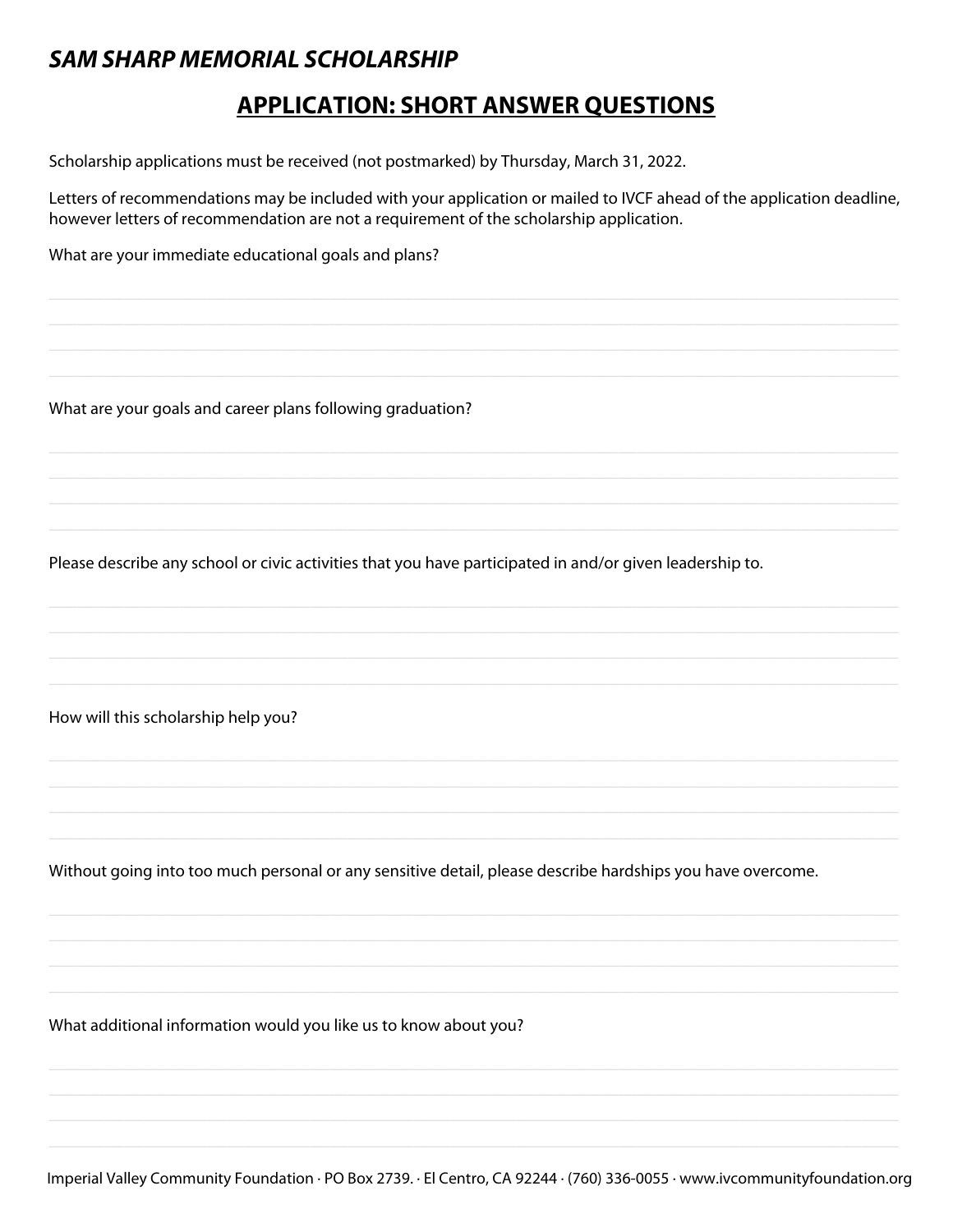***SAM SHARP MEMORIAL SCHOLARSHIP***

## APPLICATION: SHORT ANSWER QUESTIONS

Scholarship applications must be received (not postmarked) by Thursday, March 31, 2022.

Letters of recommendations may be included with your application or mailed to IVCF ahead of the application deadline, however letters of recommendation are not a requirement of the scholarship application.

What are your immediate educational goals and plans?

What are your goals and career plans following graduation?

Please describe any school or civic activities that you have participated in and/or given leadership to.

How will this scholarship help you?

Without going into too much personal or any sensitive detail, please describe hardships you have overcome.

What additional information would you like us to know about you?

Imperial Valley Community Foundation · PO Box 2739. · El Centro, CA 92244 · (760) 336-0055 · www.ivcommunityfoundation.org